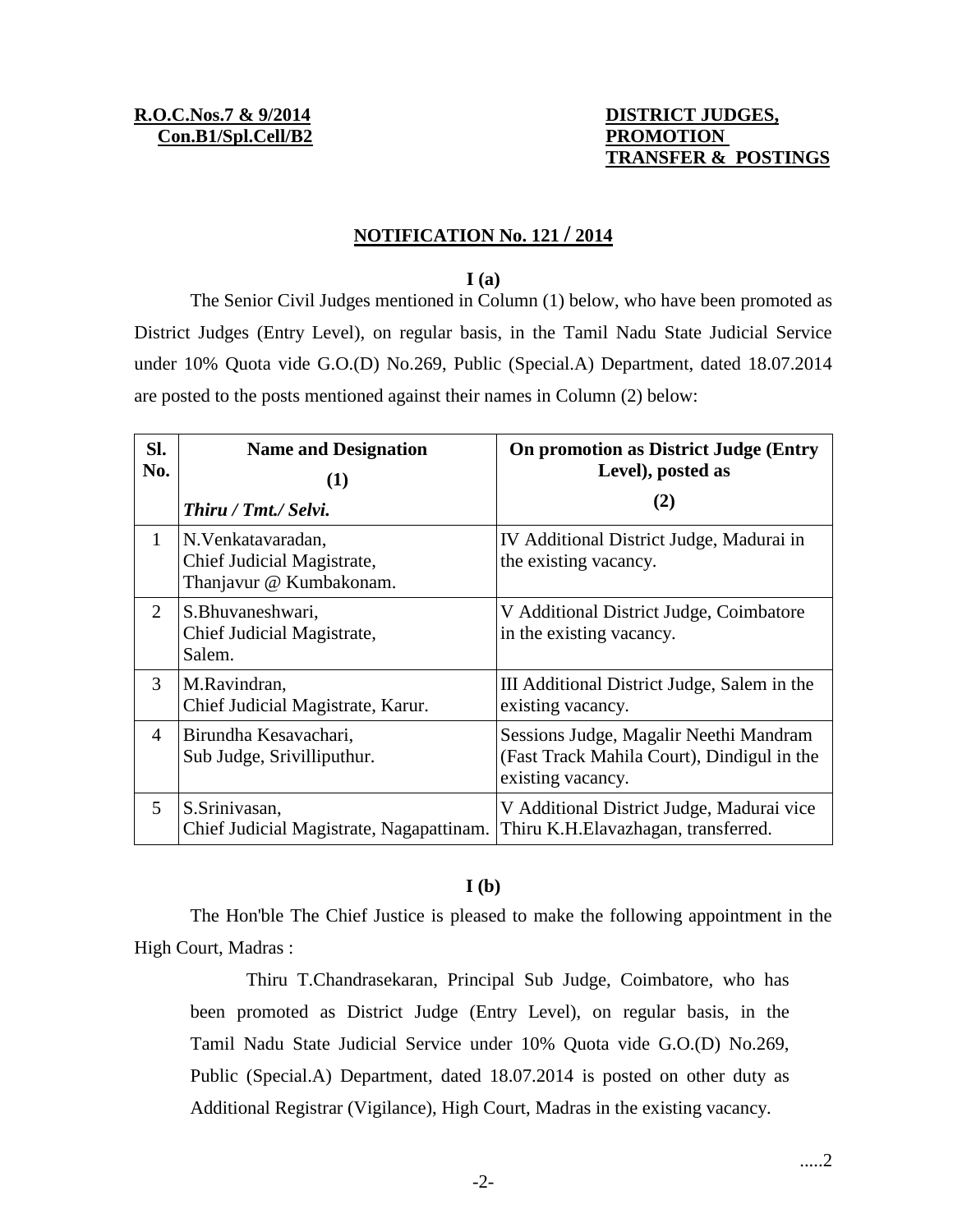**R.O.C.Nos.7 & 9/2014**
**Con.B1/Spl.Cell/B2**

**DISTRICT JUDGES,**
**PROMOTION**
**TRANSFER & POSTINGS**

## NOTIFICATION No. 121 / 2014

**I (a)**

The Senior Civil Judges mentioned in Column (1) below, who have been promoted as District Judges (Entry Level), on regular basis, in the Tamil Nadu State Judicial Service under 10% Quota vide G.O.(D) No.269, Public (Special.A) Department, dated 18.07.2014 are posted to the posts mentioned against their names in Column (2) below:

| Sl. No. | Name and Designation (1) *Thiru / Tmt./ Selvi.* | On promotion as District Judge (Entry Level), posted as (2) |
|---|---|---|
| 1 | N.Venkatavaradan, Chief Judicial Magistrate, Thanjavur @ Kumbakonam. | IV Additional District Judge, Madurai in the existing vacancy. |
| 2 | S.Bhuvaneshwari, Chief Judicial Magistrate, Salem. | V Additional District Judge, Coimbatore in the existing vacancy. |
| 3 | M.Ravindran, Chief Judicial Magistrate, Karur. | III Additional District Judge, Salem in the existing vacancy. |
| 4 | Birundha Kesavachari, Sub Judge, Srivilliputhur. | Sessions Judge, Magalir Neethi Mandram (Fast Track Mahila Court), Dindigul in the existing vacancy. |
| 5 | S.Srinivasan, Chief Judicial Magistrate, Nagapattinam. | V Additional District Judge, Madurai vice Thiru K.H.Elavazhagan, transferred. |

**I (b)**

The Hon'ble The Chief Justice is pleased to make the following appointment in the High Court, Madras :

Thiru T.Chandrasekaran, Principal Sub Judge, Coimbatore, who has been promoted as District Judge (Entry Level), on regular basis, in the Tamil Nadu State Judicial Service under 10% Quota vide G.O.(D) No.269, Public (Special.A) Department, dated 18.07.2014 is posted on other duty as Additional Registrar (Vigilance), High Court, Madras in the existing vacancy.

.....2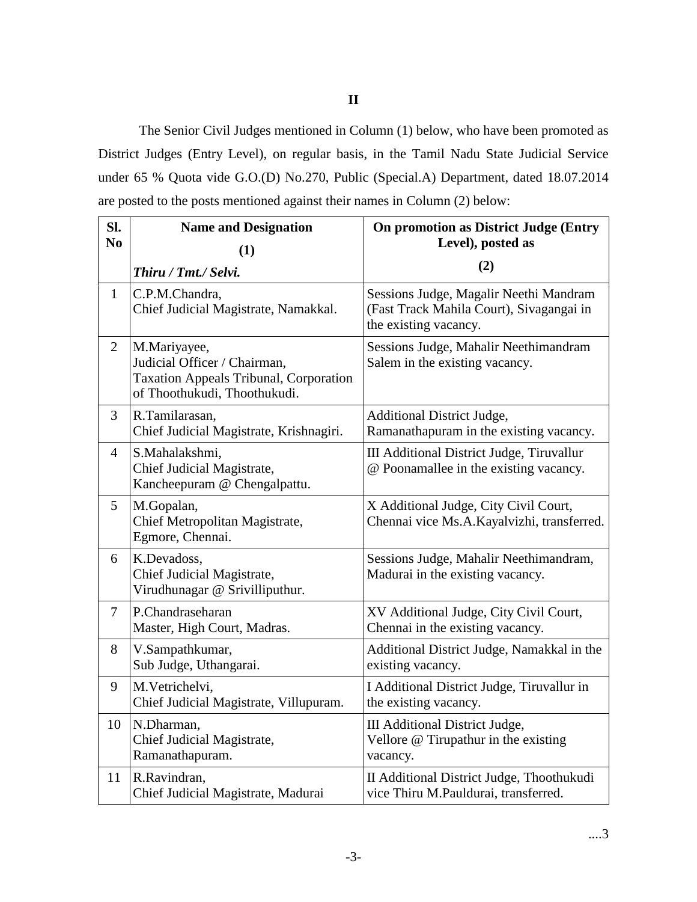**II**

The Senior Civil Judges mentioned in Column (1) below, who have been promoted as District Judges (Entry Level), on regular basis, in the Tamil Nadu State Judicial Service under 65 % Quota vide G.O.(D) No.270, Public (Special.A) Department, dated 18.07.2014 are posted to the posts mentioned against their names in Column (2) below:

| Sl. No | Name and Designation (1) *Thiru / Tmt./ Selvi.* | On promotion as District Judge (Entry Level), posted as (2) |
|---|---|---|
| 1 | C.P.M.Chandra, Chief Judicial Magistrate, Namakkal. | Sessions Judge, Magalir Neethi Mandram (Fast Track Mahila Court), Sivagangai in the existing vacancy. |
| 2 | M.Mariyayee, Judicial Officer / Chairman, Taxation Appeals Tribunal, Corporation of Thoothukudi, Thoothukudi. | Sessions Judge, Mahalir Neethimandram Salem in the existing vacancy. |
| 3 | R.Tamilarasan, Chief Judicial Magistrate, Krishnagiri. | Additional District Judge, Ramanathapuram in the existing vacancy. |
| 4 | S.Mahalakshmi, Chief Judicial Magistrate, Kancheepuram @ Chengalpattu. | III Additional District Judge, Tiruvallur @ Poonamallee in the existing vacancy. |
| 5 | M.Gopalan, Chief Metropolitan Magistrate, Egmore, Chennai. | X Additional Judge, City Civil Court, Chennai vice Ms.A.Kayalvizhi, transferred. |
| 6 | K.Devadoss, Chief Judicial Magistrate, Virudhunagar @ Srivilliputhur. | Sessions Judge, Mahalir Neethimandram, Madurai in the existing vacancy. |
| 7 | P.Chandraseharan Master, High Court, Madras. | XV Additional Judge, City Civil Court, Chennai in the existing vacancy. |
| 8 | V.Sampathkumar, Sub Judge, Uthangarai. | Additional District Judge, Namakkal in the existing vacancy. |
| 9 | M.Vetrichelvi, Chief Judicial Magistrate, Villupuram. | I Additional District Judge, Tiruvallur in the existing vacancy. |
| 10 | N.Dharman, Chief Judicial Magistrate, Ramanathapuram. | III Additional District Judge, Vellore @ Tirupathur in the existing vacancy. |
| 11 | R.Ravindran, Chief Judicial Magistrate, Madurai | II Additional District Judge, Thoothukudi vice Thiru M.Pauldurai, transferred. |

....3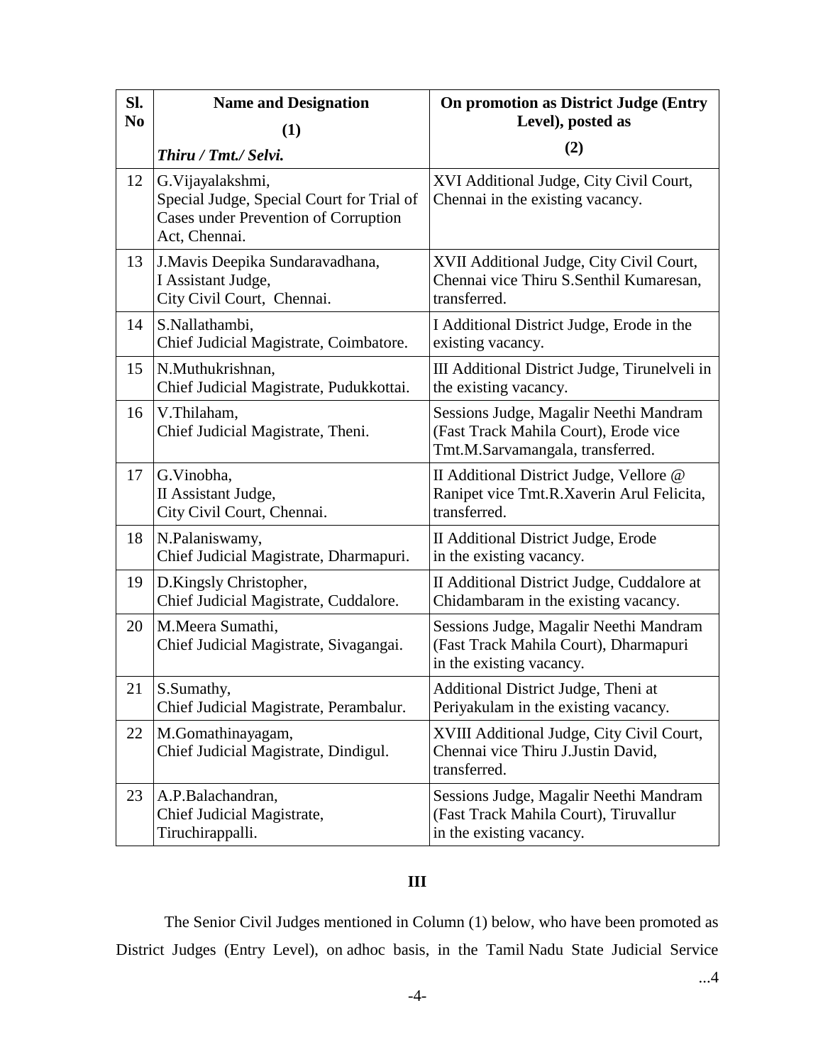| Sl. No | Name and Designation (1) *Thiru / Tmt./ Selvi.* | On promotion as District Judge (Entry Level), posted as (2) |
|---|---|---|
| 12 | G.Vijayalakshmi, Special Judge, Special Court for Trial of Cases under Prevention of Corruption Act, Chennai. | XVI Additional Judge, City Civil Court, Chennai in the existing vacancy. |
| 13 | J.Mavis Deepika Sundaravadhana, I Assistant Judge, City Civil Court, Chennai. | XVII Additional Judge, City Civil Court, Chennai vice Thiru S.Senthil Kumaresan, transferred. |
| 14 | S.Nallathambi, Chief Judicial Magistrate, Coimbatore. | I Additional District Judge, Erode in the existing vacancy. |
| 15 | N.Muthukrishnan, Chief Judicial Magistrate, Pudukkottai. | III Additional District Judge, Tirunelveli in the existing vacancy. |
| 16 | V.Thilaham, Chief Judicial Magistrate, Theni. | Sessions Judge, Magalir Neethi Mandram (Fast Track Mahila Court), Erode vice Tmt.M.Sarvamangala, transferred. |
| 17 | G.Vinobha, II Assistant Judge, City Civil Court, Chennai. | II Additional District Judge, Vellore @ Ranipet vice Tmt.R.Xaverin Arul Felicita, transferred. |
| 18 | N.Palaniswamy, Chief Judicial Magistrate, Dharmapuri. | II Additional District Judge, Erode in the existing vacancy. |
| 19 | D.Kingsly Christopher, Chief Judicial Magistrate, Cuddalore. | II Additional District Judge, Cuddalore at Chidambaram in the existing vacancy. |
| 20 | M.Meera Sumathi, Chief Judicial Magistrate, Sivagangai. | Sessions Judge, Magalir Neethi Mandram (Fast Track Mahila Court), Dharmapuri in the existing vacancy. |
| 21 | S.Sumathy, Chief Judicial Magistrate, Perambalur. | Additional District Judge, Theni at Periyakulam in the existing vacancy. |
| 22 | M.Gomathinayagam, Chief Judicial Magistrate, Dindigul. | XVIII Additional Judge, City Civil Court, Chennai vice Thiru J.Justin David, transferred. |
| 23 | A.P.Balachandran, Chief Judicial Magistrate, Tiruchirappalli. | Sessions Judge, Magalir Neethi Mandram (Fast Track Mahila Court), Tiruvallur in the existing vacancy. |

**III**

The Senior Civil Judges mentioned in Column (1) below, who have been promoted as District Judges (Entry Level), on adhoc basis, in the Tamil Nadu State Judicial Service

...4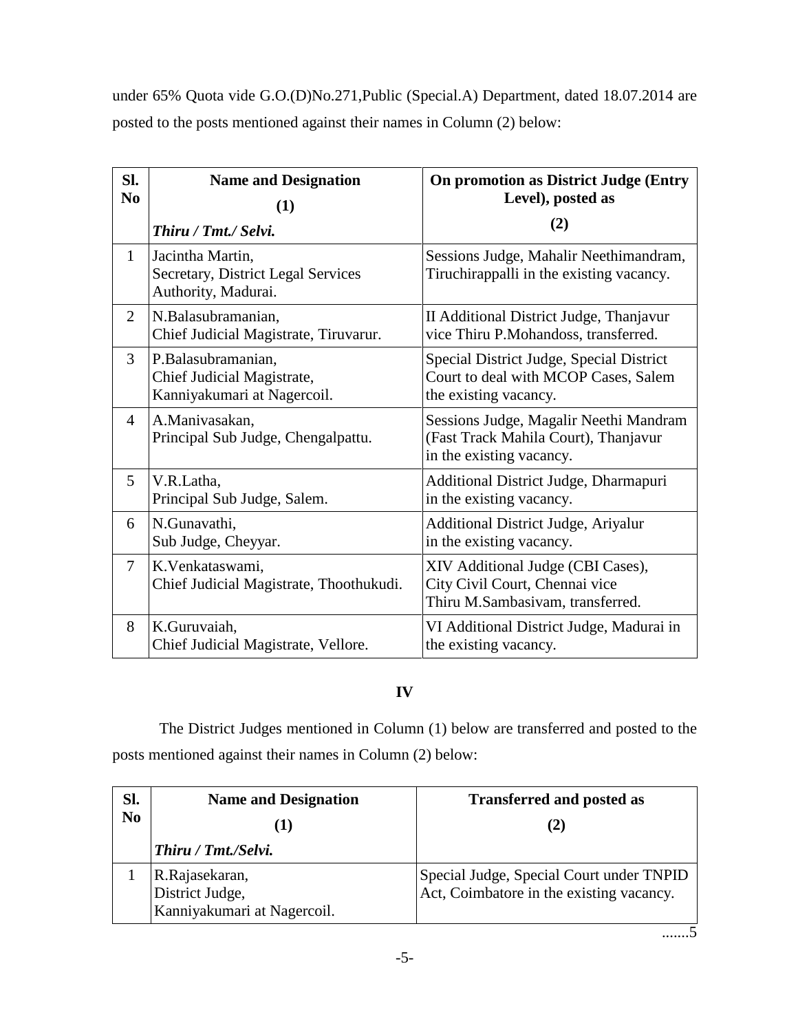under 65% Quota vide G.O.(D)No.271,Public (Special.A) Department, dated 18.07.2014 are posted to the posts mentioned against their names in Column (2) below:

| Sl. No | Name and Designation (1) *Thiru / Tmt./ Selvi.* | On promotion as District Judge (Entry Level), posted as (2) |
|---|---|---|
| 1 | Jacintha Martin, Secretary, District Legal Services Authority, Madurai. | Sessions Judge, Mahalir Neethimandram, Tiruchirappalli in the existing vacancy. |
| 2 | N.Balasubramanian, Chief Judicial Magistrate, Tiruvarur. | II Additional District Judge, Thanjavur vice Thiru P.Mohandoss, transferred. |
| 3 | P.Balasubramanian, Chief Judicial Magistrate, Kanniyakumari at Nagercoil. | Special District Judge, Special District Court to deal with MCOP Cases, Salem the existing vacancy. |
| 4 | A.Manivasakan, Principal Sub Judge, Chengalpattu. | Sessions Judge, Magalir Neethi Mandram (Fast Track Mahila Court), Thanjavur in the existing vacancy. |
| 5 | V.R.Latha, Principal Sub Judge, Salem. | Additional District Judge, Dharmapuri in the existing vacancy. |
| 6 | N.Gunavathi, Sub Judge, Cheyyar. | Additional District Judge, Ariyalur in the existing vacancy. |
| 7 | K.Venkataswami, Chief Judicial Magistrate, Thoothukudi. | XIV Additional Judge (CBI Cases), City Civil Court, Chennai vice Thiru M.Sambasivam, transferred. |
| 8 | K.Guruvaiah, Chief Judicial Magistrate, Vellore. | VI Additional District Judge, Madurai in the existing vacancy. |

**IV**

The District Judges mentioned in Column (1) below are transferred and posted to the posts mentioned against their names in Column (2) below:

| Sl. No | Name and Designation (1) *Thiru / Tmt./Selvi.* | Transferred and posted as (2) |
|---|---|---|
| 1 | R.Rajasekaran, District Judge, Kanniyakumari at Nagercoil. | Special Judge, Special Court under TNPID Act, Coimbatore in the existing vacancy. |

.......5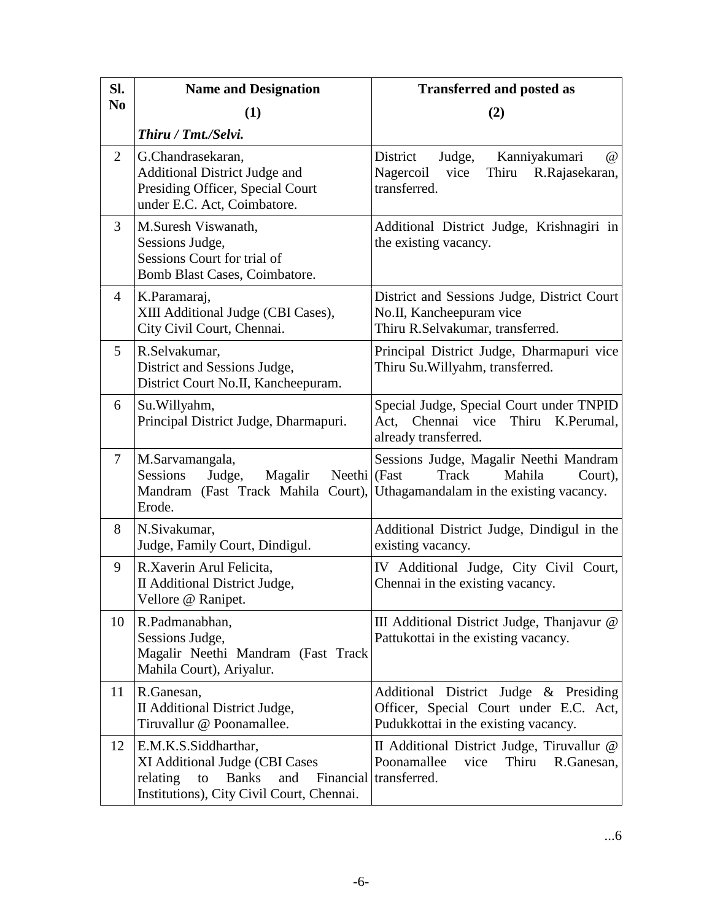| Sl. No | Name and Designation<br>(1) | Transferred and posted as<br>(2) |
|---|---|---|
| | *Thiru / Tmt./Selvi.* | |
| 2 | G.Chandrasekaran,<br>Additional District Judge and<br>Presiding Officer, Special Court<br>under E.C. Act, Coimbatore. | District Judge, Kanniyakumari @ Nagercoil vice Thiru R.Rajasekaran, transferred. |
| 3 | M.Suresh Viswanath,<br>Sessions Judge,<br>Sessions Court for trial of<br>Bomb Blast Cases, Coimbatore. | Additional District Judge, Krishnagiri in the existing vacancy. |
| 4 | K.Paramaraj,<br>XIII Additional Judge (CBI Cases),<br>City Civil Court, Chennai. | District and Sessions Judge, District Court No.II, Kancheepuram vice<br>Thiru R.Selvakumar, transferred. |
| 5 | R.Selvakumar,<br>District and Sessions Judge,<br>District Court No.II, Kancheepuram. | Principal District Judge, Dharmapuri vice Thiru Su.Willyahm, transferred. |
| 6 | Su.Willyahm,<br>Principal District Judge, Dharmapuri. | Special Judge, Special Court under TNPID Act, Chennai vice Thiru K.Perumal, already transferred. |
| 7 | M.Sarvamangala,<br>Sessions Judge, Magalir Neethi Mandram (Fast Track Mahila Court), Erode. | Sessions Judge, Magalir Neethi Mandram (Fast Track Mahila Court), Uthagamandalam in the existing vacancy. |
| 8 | N.Sivakumar,<br>Judge, Family Court, Dindigul. | Additional District Judge, Dindigul in the existing vacancy. |
| 9 | R.Xaverin Arul Felicita,<br>II Additional District Judge,<br>Vellore @ Ranipet. | IV Additional Judge, City Civil Court, Chennai in the existing vacancy. |
| 10 | R.Padmanabhan,<br>Sessions Judge,<br>Magalir Neethi Mandram (Fast Track Mahila Court), Ariyalur. | III Additional District Judge, Thanjavur @ Pattukottai in the existing vacancy. |
| 11 | R.Ganesan,<br>II Additional District Judge,<br>Tiruvallur @ Poonamallee. | Additional District Judge & Presiding Officer, Special Court under E.C. Act, Pudukkottai in the existing vacancy. |
| 12 | E.M.K.S.Siddharthar,<br>XI Additional Judge (CBI Cases relating to Banks and Financial Institutions), City Civil Court, Chennai. | II Additional District Judge, Tiruvallur @ Poonamallee vice Thiru R.Ganesan, transferred. |

...6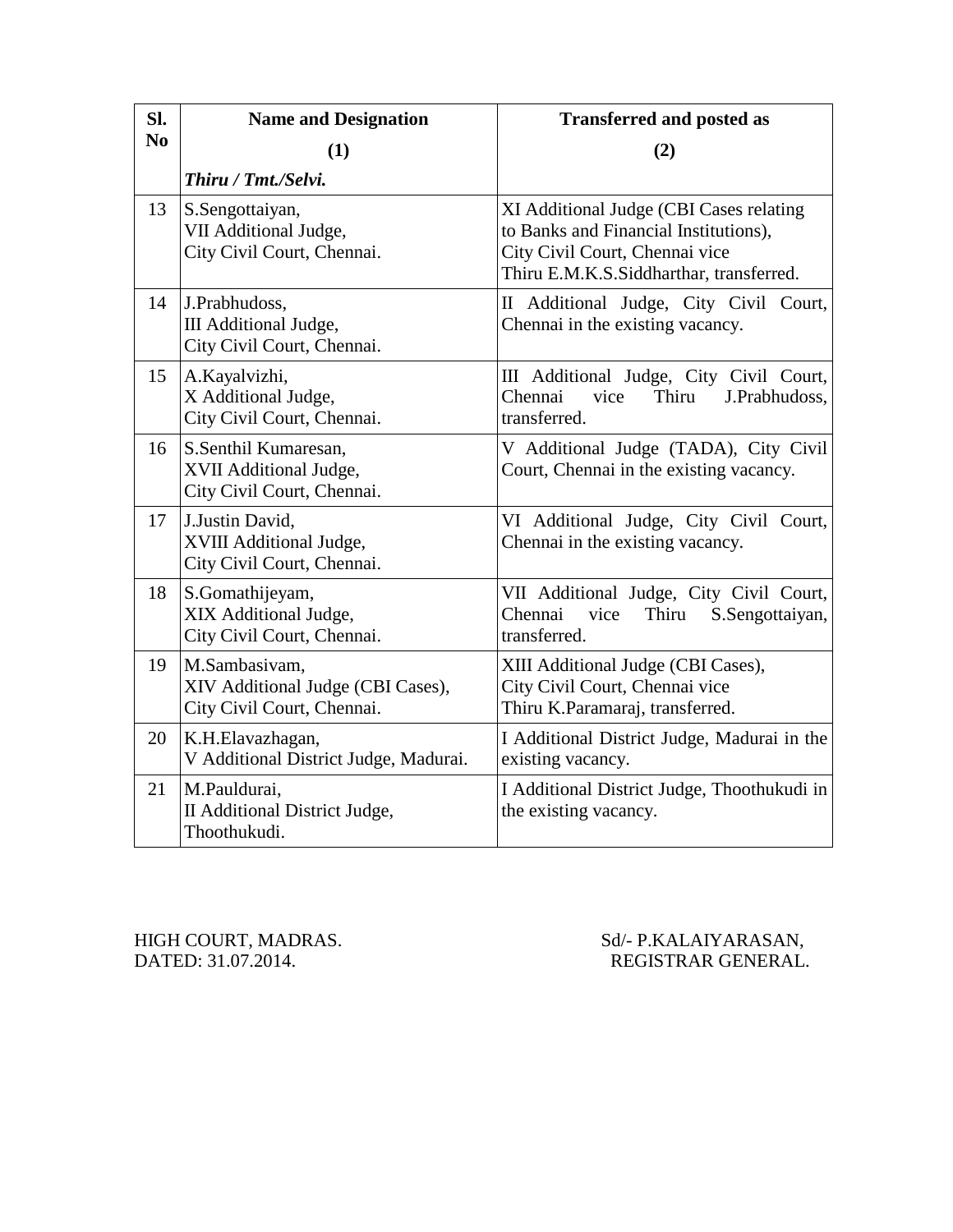| Sl. No | Name and Designation (1) *Thiru / Tmt./Selvi.* | Transferred and posted as (2) |
|---|---|---|
| 13 | S.Sengottaiyan, VII Additional Judge, City Civil Court, Chennai. | XI Additional Judge (CBI Cases relating to Banks and Financial Institutions), City Civil Court, Chennai vice Thiru E.M.K.S.Siddharthar, transferred. |
| 14 | J.Prabhudoss, III Additional Judge, City Civil Court, Chennai. | II Additional Judge, City Civil Court, Chennai in the existing vacancy. |
| 15 | A.Kayalvizhi, X Additional Judge, City Civil Court, Chennai. | III Additional Judge, City Civil Court, Chennai vice Thiru J.Prabhudoss, transferred. |
| 16 | S.Senthil Kumaresan, XVII Additional Judge, City Civil Court, Chennai. | V Additional Judge (TADA), City Civil Court, Chennai in the existing vacancy. |
| 17 | J.Justin David, XVIII Additional Judge, City Civil Court, Chennai. | VI Additional Judge, City Civil Court, Chennai in the existing vacancy. |
| 18 | S.Gomathijeyam, XIX Additional Judge, City Civil Court, Chennai. | VII Additional Judge, City Civil Court, Chennai vice Thiru S.Sengottaiyan, transferred. |
| 19 | M.Sambasivam, XIV Additional Judge (CBI Cases), City Civil Court, Chennai. | XIII Additional Judge (CBI Cases), City Civil Court, Chennai vice Thiru K.Paramaraj, transferred. |
| 20 | K.H.Elavazhagan, V Additional District Judge, Madurai. | I Additional District Judge, Madurai in the existing vacancy. |
| 21 | M.Pauldurai, II Additional District Judge, Thoothukudi. | I Additional District Judge, Thoothukudi in the existing vacancy. |

HIGH COURT, MADRAS.
DATED: 31.07.2014.

Sd/- P.KALAIYARASAN,
REGISTRAR GENERAL.